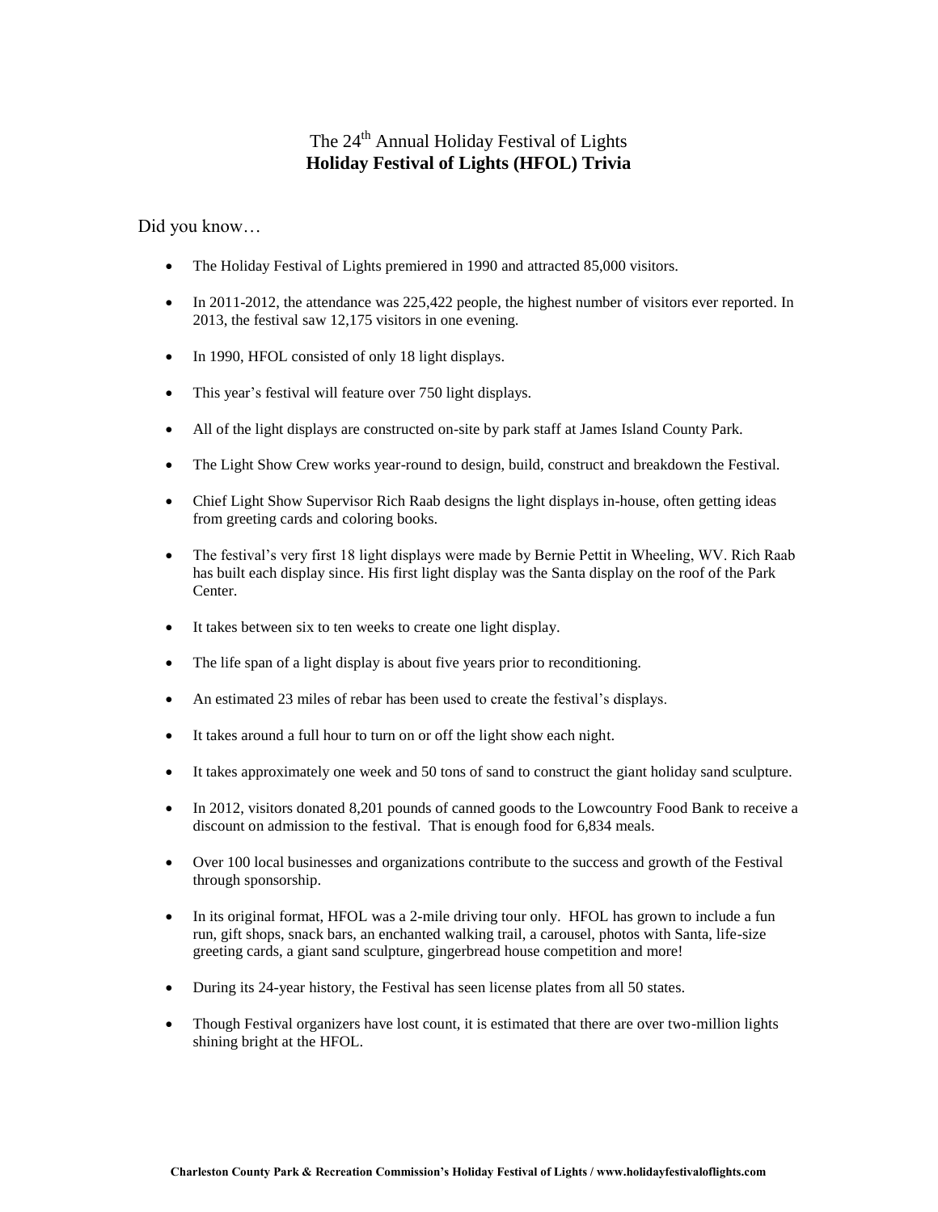# The 24th Annual Holiday Festival of Lights
## Holiday Festival of Lights (HFOL) Trivia

Did you know…

- The Holiday Festival of Lights premiered in 1990 and attracted 85,000 visitors.
- In 2011-2012, the attendance was 225,422 people, the highest number of visitors ever reported. In 2013, the festival saw 12,175 visitors in one evening.
- In 1990, HFOL consisted of only 18 light displays.
- This year's festival will feature over 750 light displays.
- All of the light displays are constructed on-site by park staff at James Island County Park.
- The Light Show Crew works year-round to design, build, construct and breakdown the Festival.
- Chief Light Show Supervisor Rich Raab designs the light displays in-house, often getting ideas from greeting cards and coloring books.
- The festival's very first 18 light displays were made by Bernie Pettit in Wheeling, WV. Rich Raab has built each display since. His first light display was the Santa display on the roof of the Park Center.
- It takes between six to ten weeks to create one light display.
- The life span of a light display is about five years prior to reconditioning.
- An estimated 23 miles of rebar has been used to create the festival's displays.
- It takes around a full hour to turn on or off the light show each night.
- It takes approximately one week and 50 tons of sand to construct the giant holiday sand sculpture.
- In 2012, visitors donated 8,201 pounds of canned goods to the Lowcountry Food Bank to receive a discount on admission to the festival. That is enough food for 6,834 meals.
- Over 100 local businesses and organizations contribute to the success and growth of the Festival through sponsorship.
- In its original format, HFOL was a 2-mile driving tour only. HFOL has grown to include a fun run, gift shops, snack bars, an enchanted walking trail, a carousel, photos with Santa, life-size greeting cards, a giant sand sculpture, gingerbread house competition and more!
- During its 24-year history, the Festival has seen license plates from all 50 states.
- Though Festival organizers have lost count, it is estimated that there are over two-million lights shining bright at the HFOL.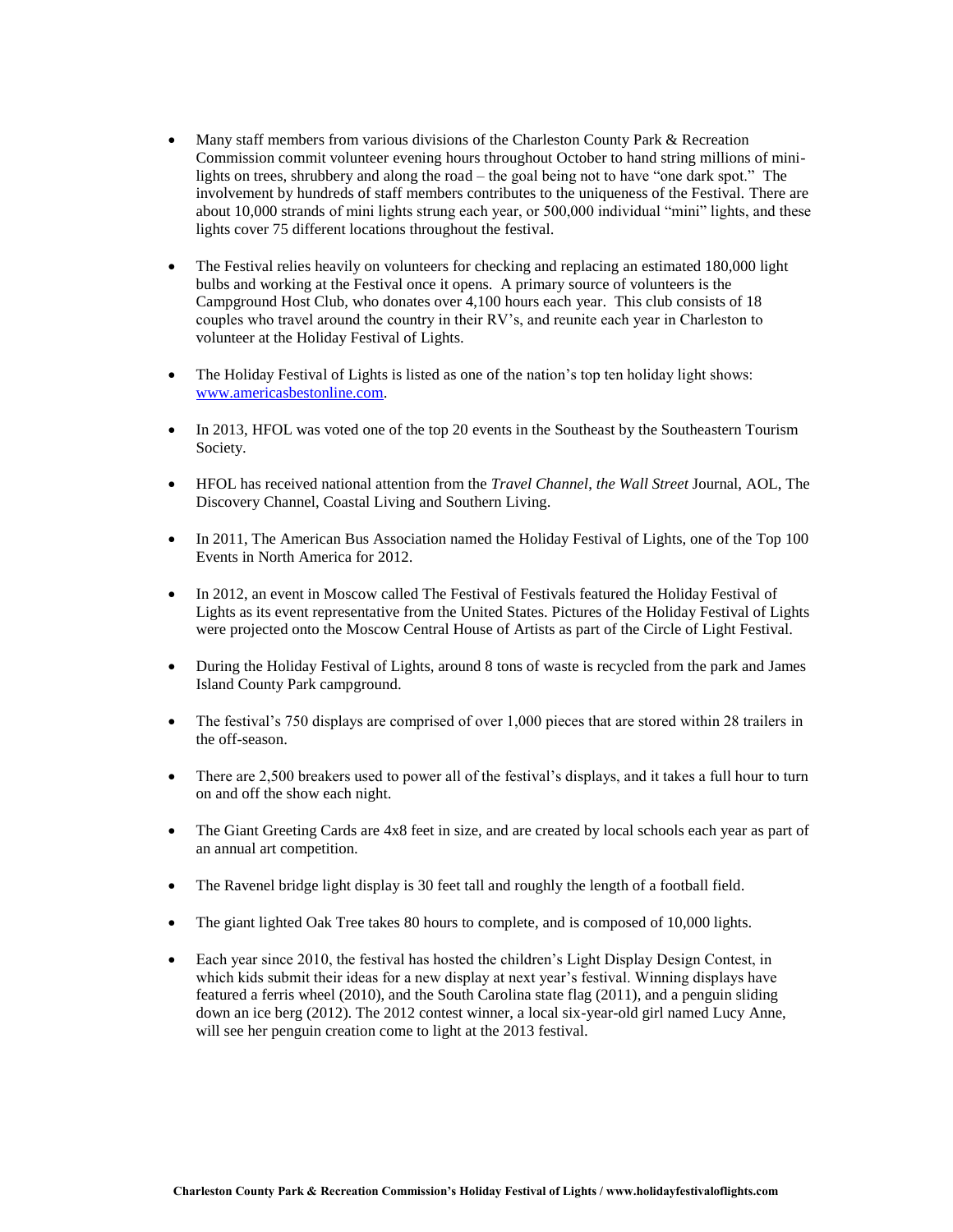- Many staff members from various divisions of the Charleston County Park & Recreation Commission commit volunteer evening hours throughout October to hand string millions of mini-lights on trees, shrubbery and along the road – the goal being not to have "one dark spot." The involvement by hundreds of staff members contributes to the uniqueness of the Festival. There are about 10,000 strands of mini lights strung each year, or 500,000 individual "mini" lights, and these lights cover 75 different locations throughout the festival.

- The Festival relies heavily on volunteers for checking and replacing an estimated 180,000 light bulbs and working at the Festival once it opens. A primary source of volunteers is the Campground Host Club, who donates over 4,100 hours each year. This club consists of 18 couples who travel around the country in their RV's, and reunite each year in Charleston to volunteer at the Holiday Festival of Lights.

- The Holiday Festival of Lights is listed as one of the nation's top ten holiday light shows: [www.americasbestonline.com](http://www.americasbestonline.com).

- In 2013, HFOL was voted one of the top 20 events in the Southeast by the Southeastern Tourism Society.

- HFOL has received national attention from the *Travel Channel*, *the Wall Street* Journal, AOL, The Discovery Channel, Coastal Living and Southern Living.

- In 2011, The American Bus Association named the Holiday Festival of Lights, one of the Top 100 Events in North America for 2012.

- In 2012, an event in Moscow called The Festival of Festivals featured the Holiday Festival of Lights as its event representative from the United States. Pictures of the Holiday Festival of Lights were projected onto the Moscow Central House of Artists as part of the Circle of Light Festival.

- During the Holiday Festival of Lights, around 8 tons of waste is recycled from the park and James Island County Park campground.

- The festival's 750 displays are comprised of over 1,000 pieces that are stored within 28 trailers in the off-season.

- There are 2,500 breakers used to power all of the festival's displays, and it takes a full hour to turn on and off the show each night.

- The Giant Greeting Cards are 4x8 feet in size, and are created by local schools each year as part of an annual art competition.

- The Ravenel bridge light display is 30 feet tall and roughly the length of a football field.

- The giant lighted Oak Tree takes 80 hours to complete, and is composed of 10,000 lights.

- Each year since 2010, the festival has hosted the children's Light Display Design Contest, in which kids submit their ideas for a new display at next year's festival. Winning displays have featured a ferris wheel (2010), and the South Carolina state flag (2011), and a penguin sliding down an ice berg (2012). The 2012 contest winner, a local six-year-old girl named Lucy Anne, will see her penguin creation come to light at the 2013 festival.